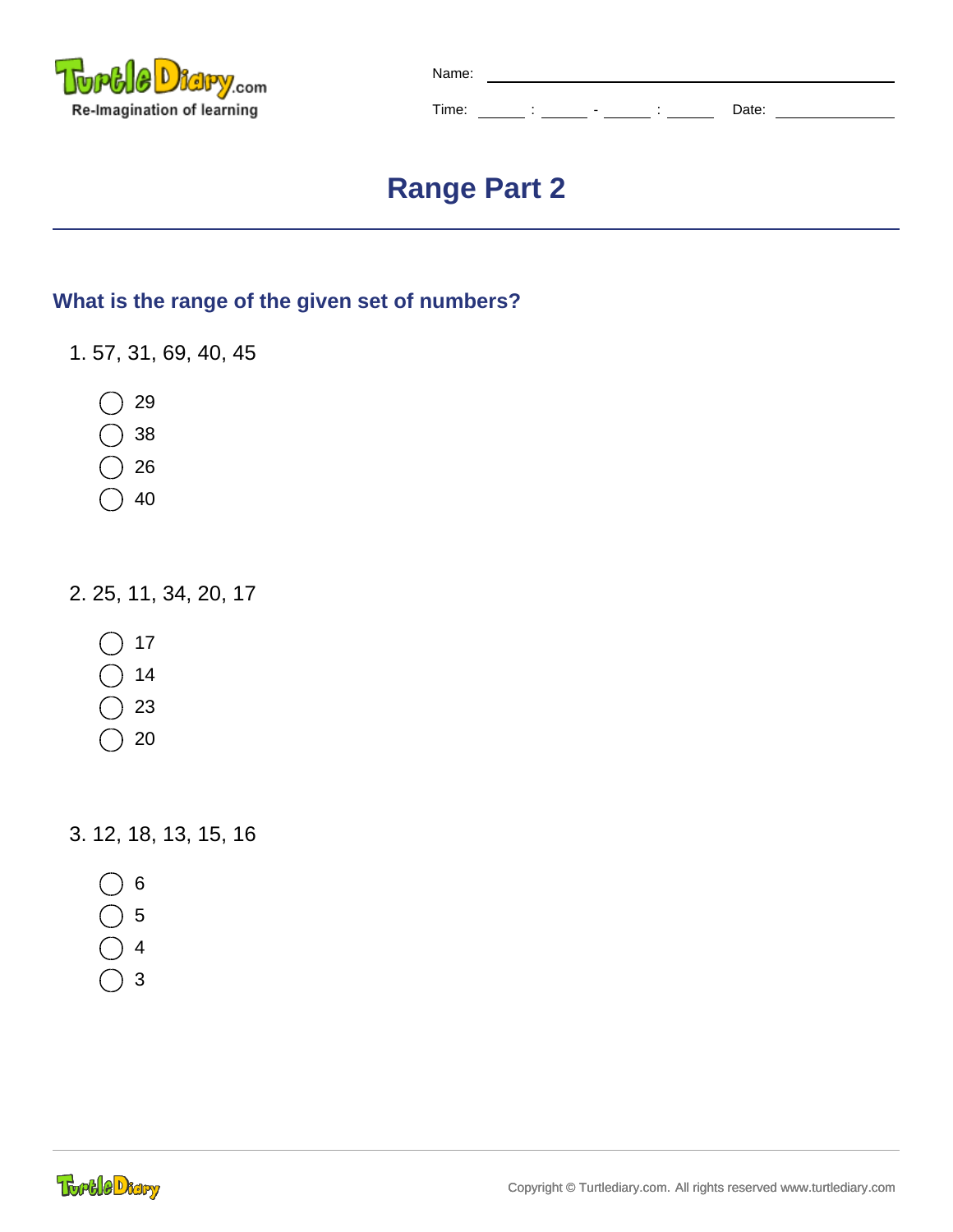Name: ______________________

Time: ____ : ____ - ____ : ____ Date: ____________

# Range Part 2

## What is the range of the given set of numbers?

1. 57, 31, 69, 40, 45

◯ 29
◯ 38
◯ 26
◯ 40

2. 25, 11, 34, 20, 17

◯ 17
◯ 14
◯ 23
◯ 20

3. 12, 18, 13, 15, 16

◯ 6
◯ 5
◯ 4
◯ 3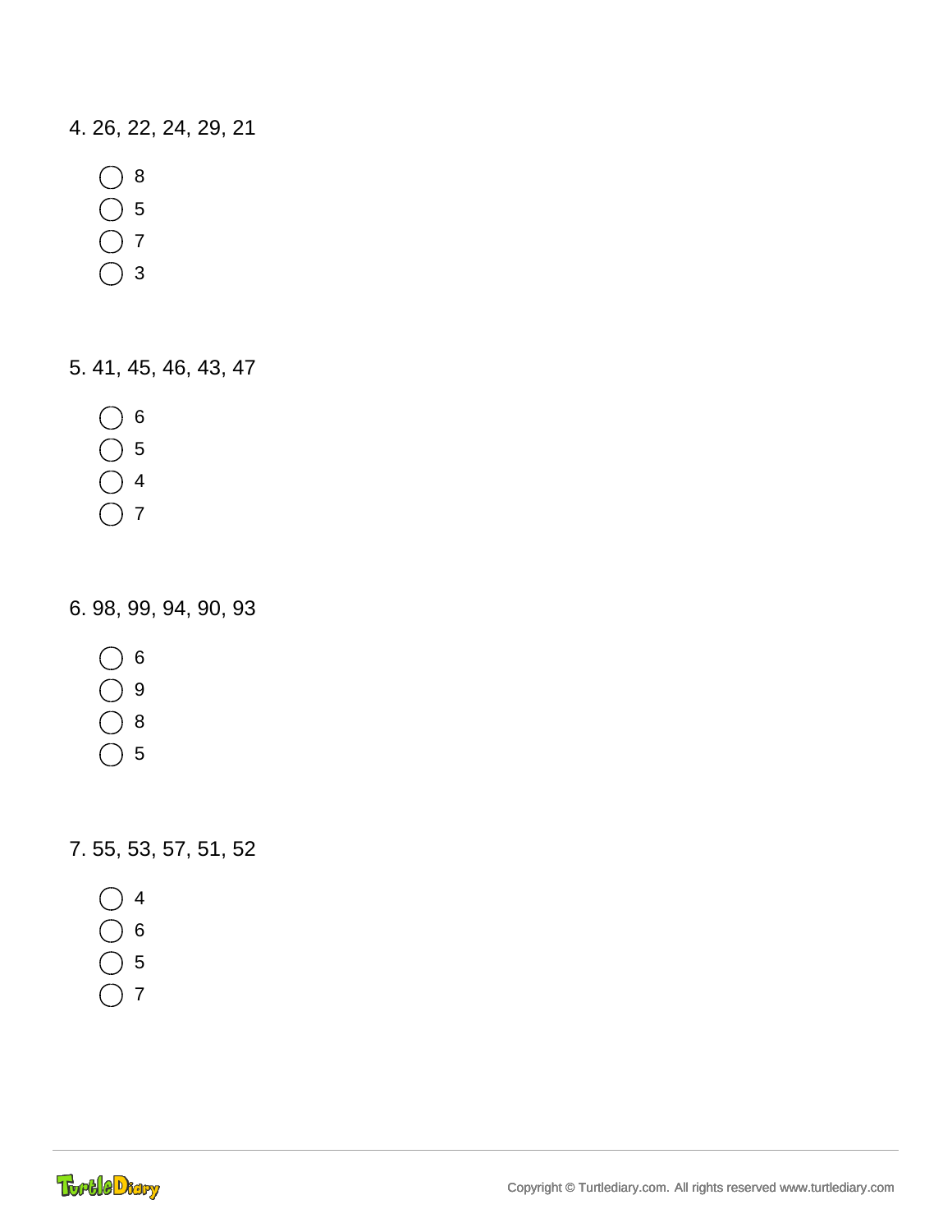4. 26, 22, 24, 29, 21

- ◯ 8
- ◯ 5
- ◯ 7
- ◯ 3

5. 41, 45, 46, 43, 47

- ◯ 6
- ◯ 5
- ◯ 4
- ◯ 7

6. 98, 99, 94, 90, 93

- ◯ 6
- ◯ 9
- ◯ 8
- ◯ 5

7. 55, 53, 57, 51, 52

- ◯ 4
- ◯ 6
- ◯ 5
- ◯ 7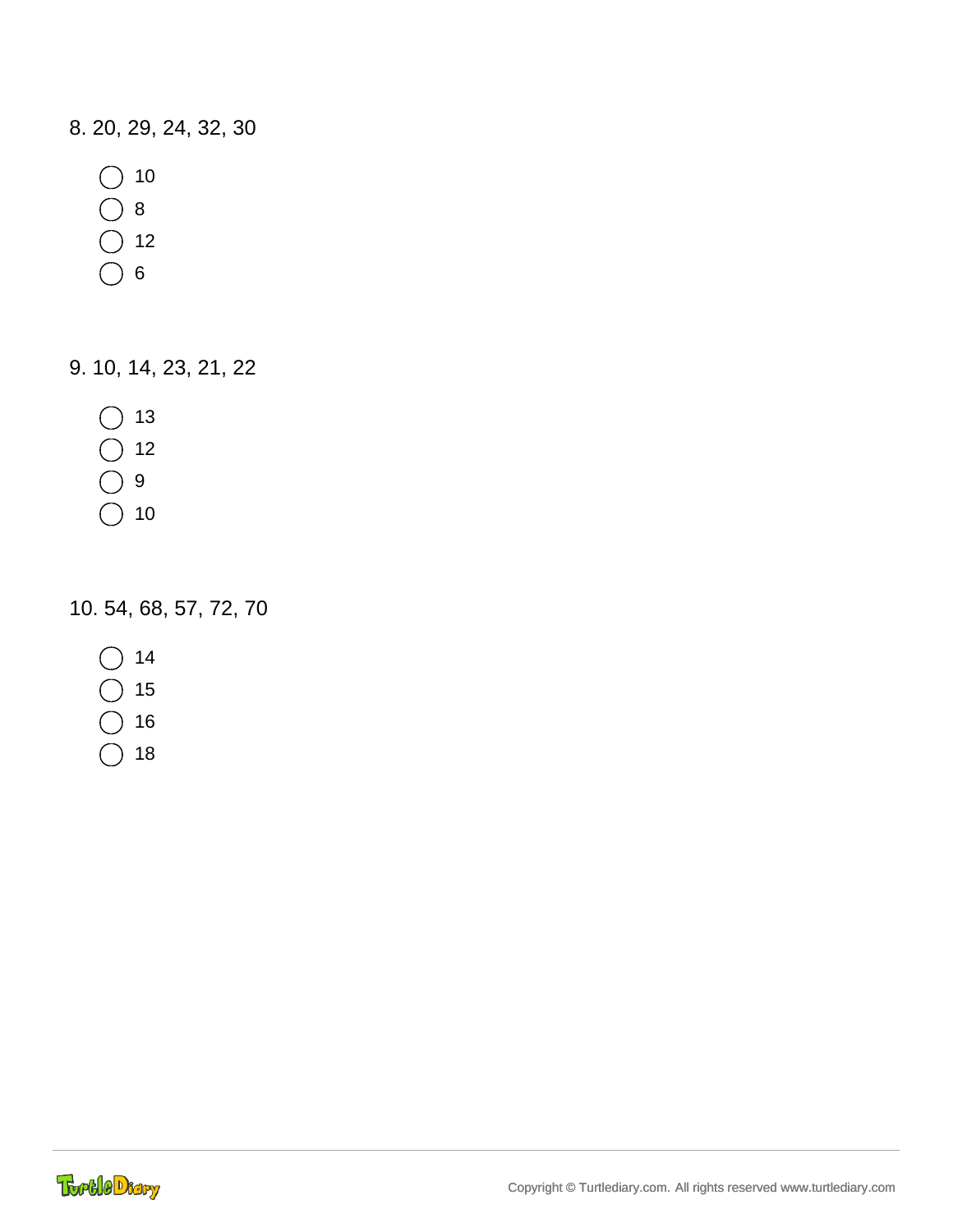8. 20, 29, 24, 32, 30

- ◯ 10
- ◯ 8
- ◯ 12
- ◯ 6

9. 10, 14, 23, 21, 22

- ◯ 13
- ◯ 12
- ◯ 9
- ◯ 10

10. 54, 68, 57, 72, 70

- ◯ 14
- ◯ 15
- ◯ 16
- ◯ 18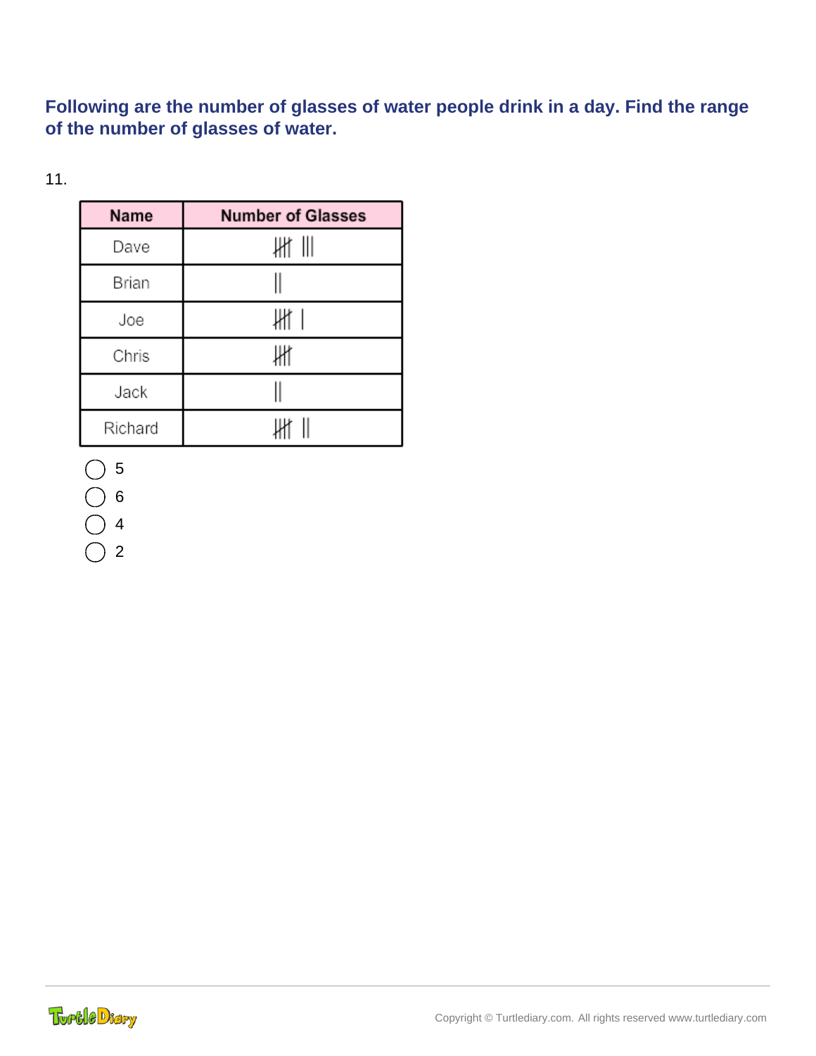**Following are the number of glasses of water people drink in a day. Find the range of the number of glasses of water.**

11.

| Name | Number of Glasses |
| --- | --- |
| Dave | 卌 III |
| Brian | II |
| Joe | 卌 I |
| Chris | 卌 |
| Jack | II |
| Richard | 卌 II |

- ◯ 5
- ◯ 6
- ◯ 4
- ◯ 2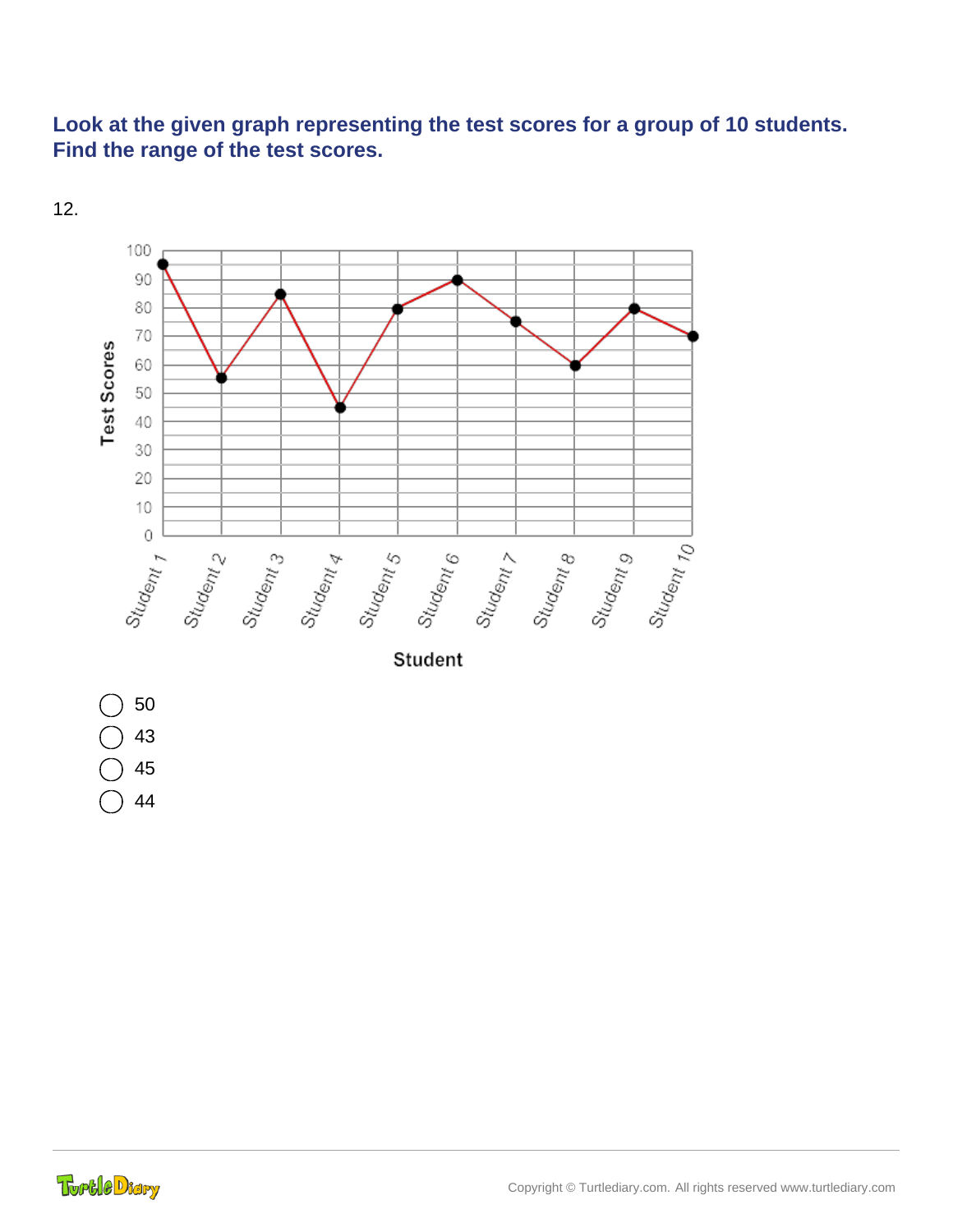**Look at the given graph representing the test scores for a group of 10 students. Find the range of the test scores.**

12.

- ◯ 50
- ◯ 43
- ◯ 45
- ◯ 44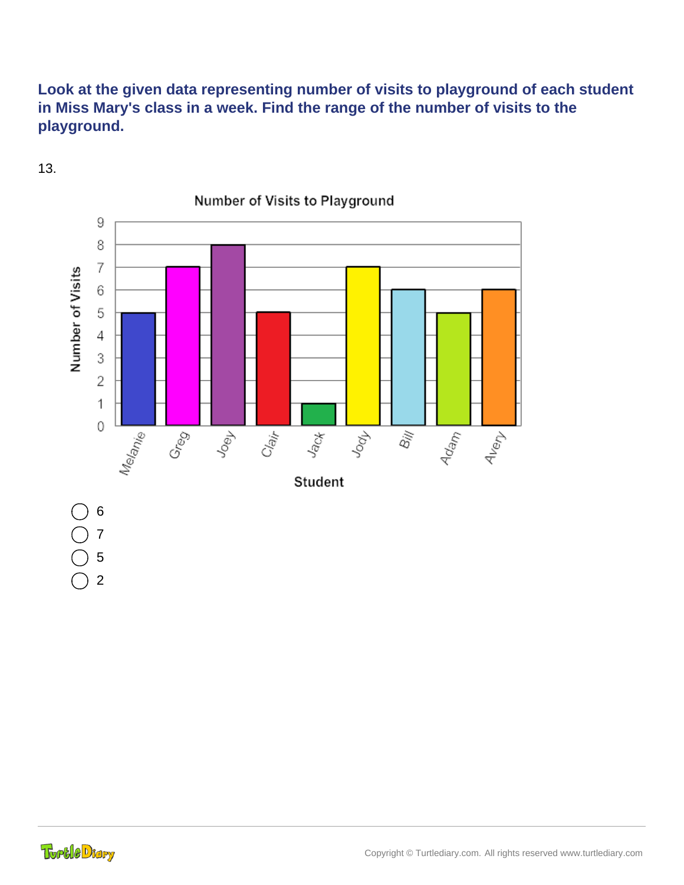**Look at the given data representing number of visits to playground of each student in Miss Mary's class in a week. Find the range of the number of visits to the playground.**

13.

Number of Visits to Playground

| Student | Number of Visits |
|---|---|
| Melanie | 5 |
| Greg | 7 |
| Joey | 8 |
| Clair | 5 |
| Jack | 1 |
| Jody | 7 |
| Bill | 6 |
| Adam | 5 |
| Avery | 6 |

- ◯ 6
- ◯ 7
- ◯ 5
- ◯ 2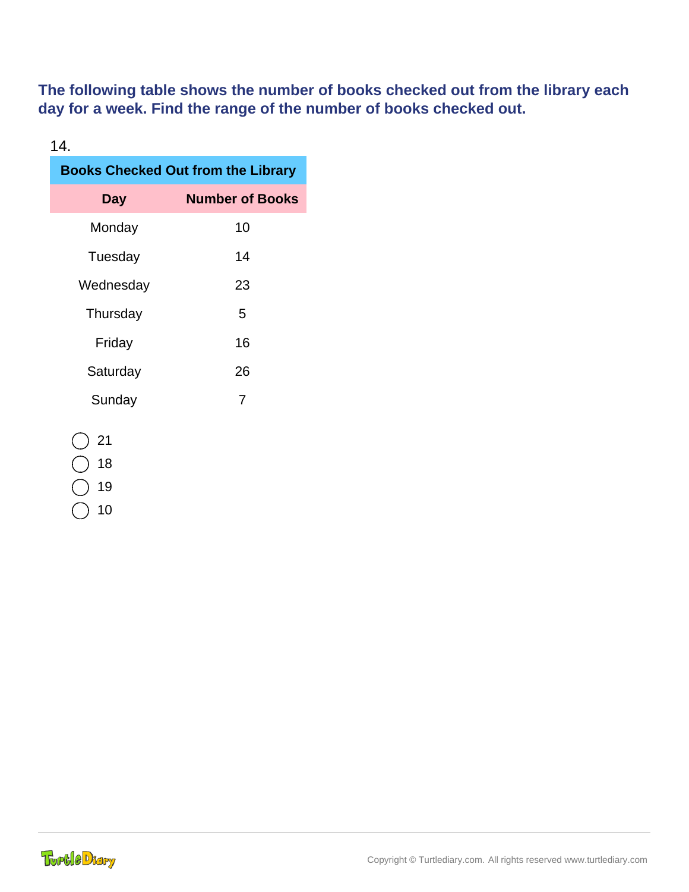**The following table shows the number of books checked out from the library each day for a week. Find the range of the number of books checked out.**

14.

| Books Checked Out from the Library | |
|---|---|
| **Day** | **Number of Books** |
| Monday | 10 |
| Tuesday | 14 |
| Wednesday | 23 |
| Thursday | 5 |
| Friday | 16 |
| Saturday | 26 |
| Sunday | 7 |

- ◯ 21
- ◯ 18
- ◯ 19
- ◯ 10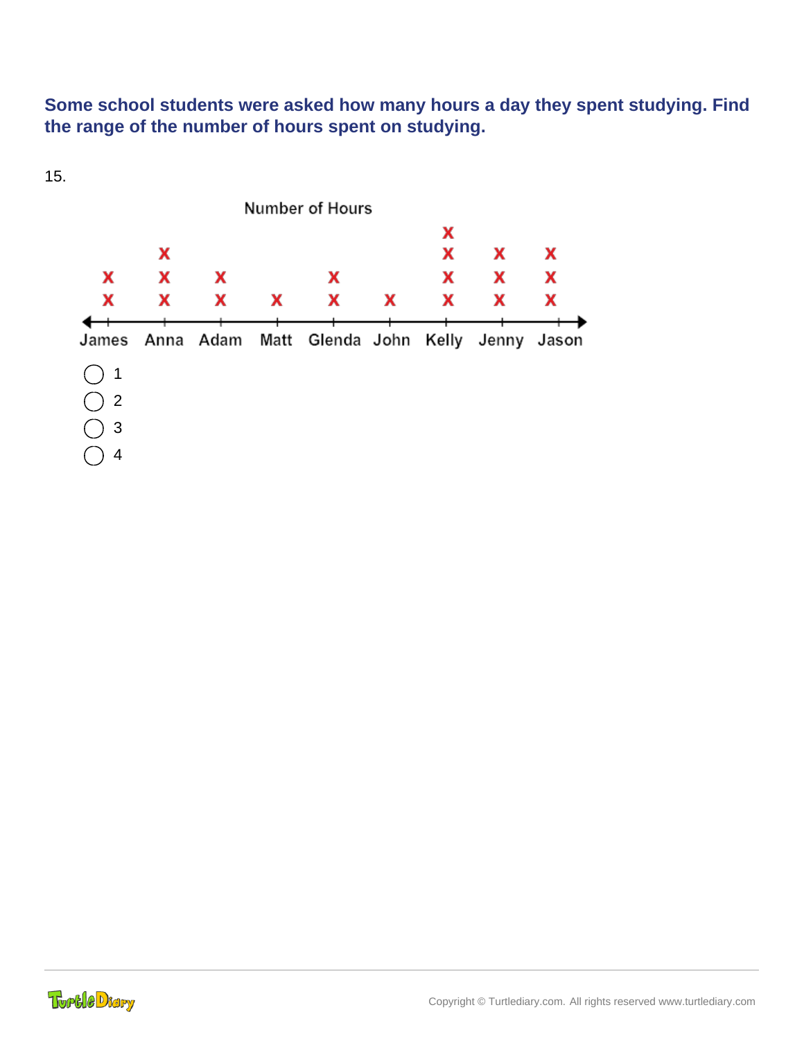**Some school students were asked how many hours a day they spent studying. Find the range of the number of hours spent on studying.**

15.

Number of Hours

James Anna Adam Matt Glenda John Kelly Jenny Jason

- ◯ 1
- ◯ 2
- ◯ 3
- ◯ 4